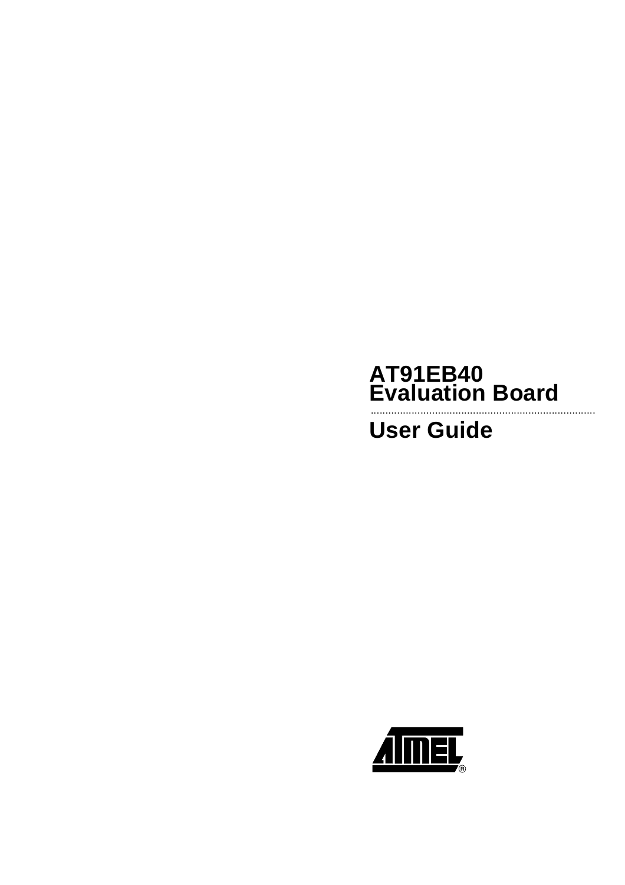# AT91EB40 Evaluation Board

## User Guide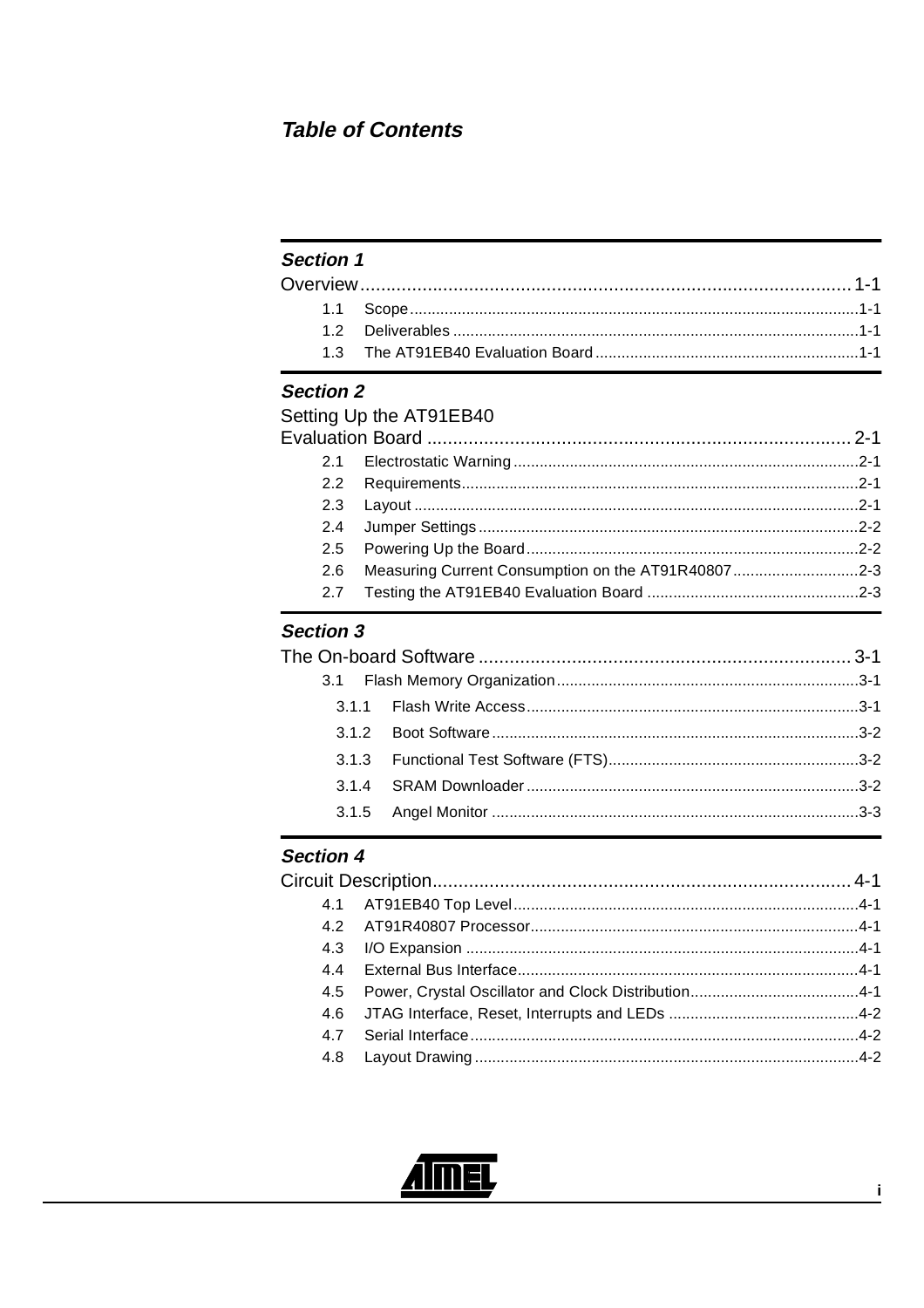# *Table of Contents*

## *Section 1*

**Overview** ............................................................................................... 1-1

- 1.1 Scope ....................................................................................................... 1-1
- 1.2 Deliverables ............................................................................................. 1-1
- 1.3 The AT91EB40 Evaluation Board ............................................................ 1-1

## *Section 2*

**Setting Up the AT91EB40 Evaluation Board** ................................................................................. 2-1

- 2.1 Electrostatic Warning ............................................................................... 2-1
- 2.2 Requirements ........................................................................................... 2-1
- 2.3 Layout ...................................................................................................... 2-1
- 2.4 Jumper Settings ....................................................................................... 2-2
- 2.5 Powering Up the Board ............................................................................ 2-2
- 2.6 Measuring Current Consumption on the AT91R40807 ............................. 2-3
- 2.7 Testing the AT91EB40 Evaluation Board ................................................. 2-3

## *Section 3*

**The On-board Software** ........................................................................ 3-1

- 3.1 Flash Memory Organization ..................................................................... 3-1
  - 3.1.1 Flash Write Access ............................................................................ 3-1
  - 3.1.2 Boot Software .................................................................................... 3-2
  - 3.1.3 Functional Test Software (FTS) .......................................................... 3-2
  - 3.1.4 SRAM Downloader ............................................................................ 3-2
  - 3.1.5 Angel Monitor .................................................................................... 3-3

## *Section 4*

**Circuit Description** ................................................................................ 4-1

- 4.1 AT91EB40 Top Level ............................................................................... 4-1
- 4.2 AT91R40807 Processor ........................................................................... 4-1
- 4.3 I/O Expansion .......................................................................................... 4-1
- 4.4 External Bus Interface .............................................................................. 4-1
- 4.5 Power, Crystal Oscillator and Clock Distribution ...................................... 4-1
- 4.6 JTAG Interface, Reset, Interrupts and LEDs ............................................ 4-2
- 4.7 Serial Interface ......................................................................................... 4-2
- 4.8 Layout Drawing ........................................................................................ 4-2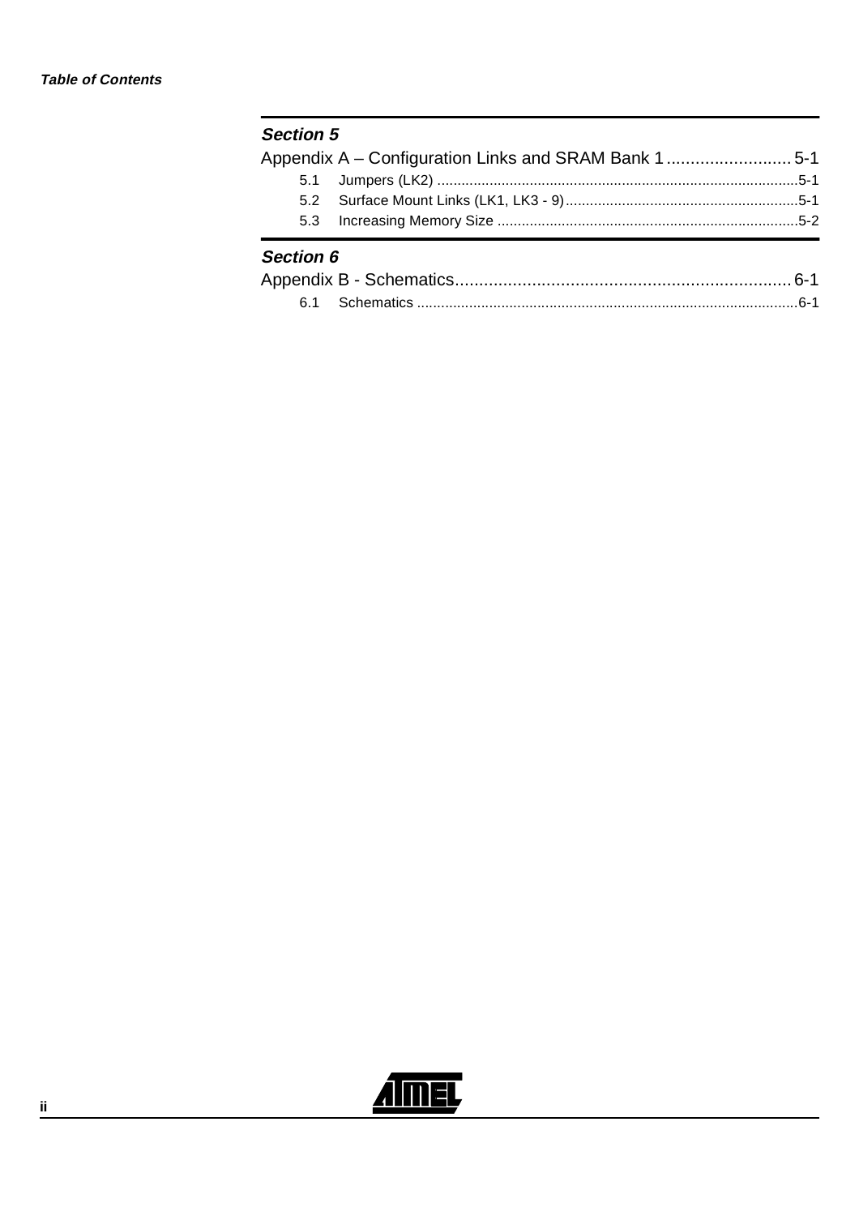## Section 5

**Appendix A – Configuration Links and SRAM Bank 1 .......................... 5-1**

5.1 Jumpers (LK2) ..........................................................................................5-1

5.2 Surface Mount Links (LK1, LK3 - 9)..........................................................5-1

5.3 Increasing Memory Size ...........................................................................5-2

## Section 6

**Appendix B - Schematics...................................................................... 6-1**

6.1 Schematics ...............................................................................................6-1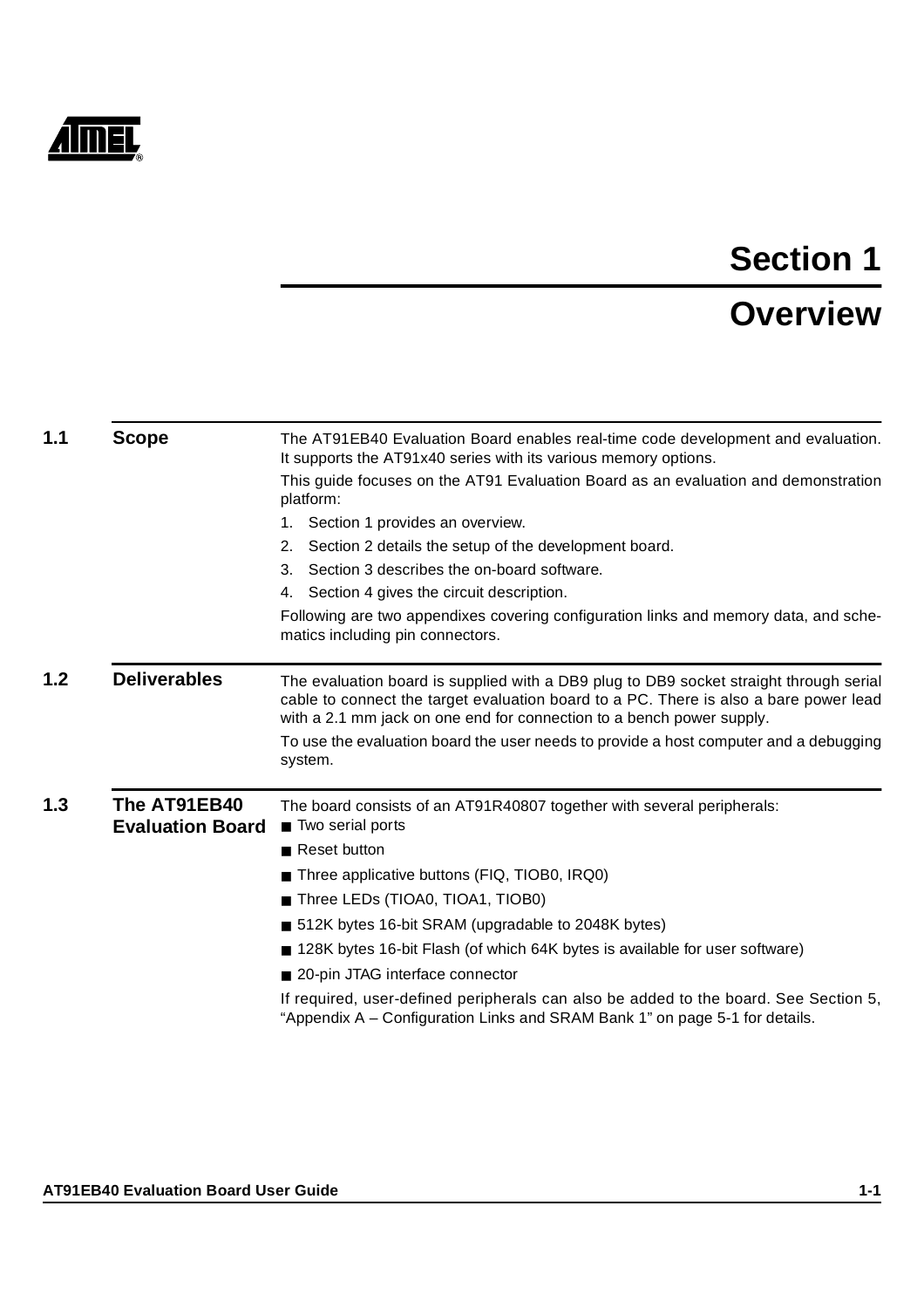# Section 1

# Overview

## 1.1 Scope

The AT91EB40 Evaluation Board enables real-time code development and evaluation. It supports the AT91x40 series with its various memory options.

This guide focuses on the AT91 Evaluation Board as an evaluation and demonstration platform:

1. Section 1 provides an overview.
2. Section 2 details the setup of the development board.
3. Section 3 describes the on-board software.
4. Section 4 gives the circuit description.

Following are two appendixes covering configuration links and memory data, and schematics including pin connectors.

## 1.2 Deliverables

The evaluation board is supplied with a DB9 plug to DB9 socket straight through serial cable to connect the target evaluation board to a PC. There is also a bare power lead with a 2.1 mm jack on one end for connection to a bench power supply.

To use the evaluation board the user needs to provide a host computer and a debugging system.

## 1.3 The AT91EB40 Evaluation Board

The board consists of an AT91R40807 together with several peripherals:

- Two serial ports
- Reset button
- Three applicative buttons (FIQ, TIOB0, IRQ0)
- Three LEDs (TIOA0, TIOA1, TIOB0)
- 512K bytes 16-bit SRAM (upgradable to 2048K bytes)
- 128K bytes 16-bit Flash (of which 64K bytes is available for user software)
- 20-pin JTAG interface connector

If required, user-defined peripherals can also be added to the board. See Section 5, “Appendix A – Configuration Links and SRAM Bank 1” on page 5-1 for details.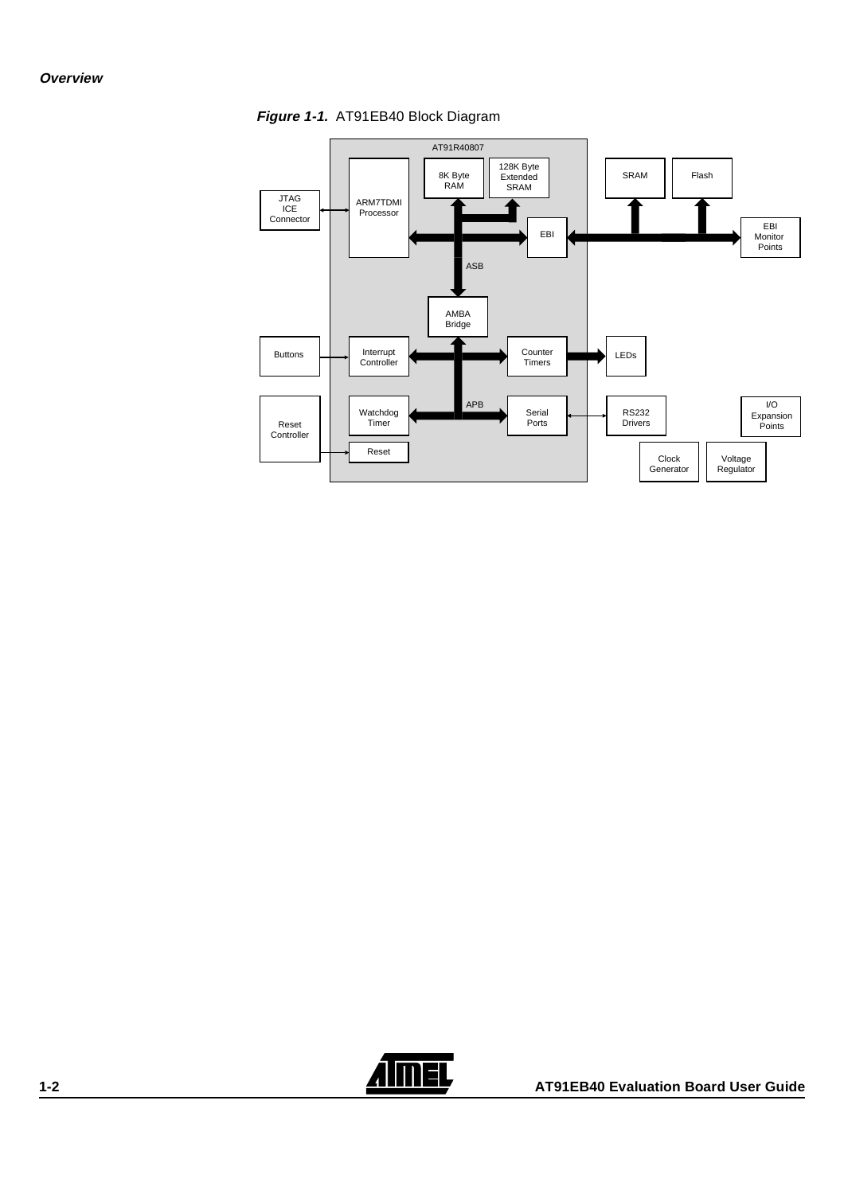***Figure 1-1.*** AT91EB40 Block Diagram

AT91R40807

8K Byte RAM

128K Byte Extended SRAM

SRAM

Flash

JTAG ICE Connector

ARM7TDMI Processor

EBI

EBI Monitor Points

ASB

AMBA Bridge

Buttons

Interrupt Controller

Counter Timers

LEDs

APB

Watchdog Timer

Serial Ports

RS232 Drivers

I/O Expansion Points

Reset Controller

Reset

Clock Generator

Voltage Regulator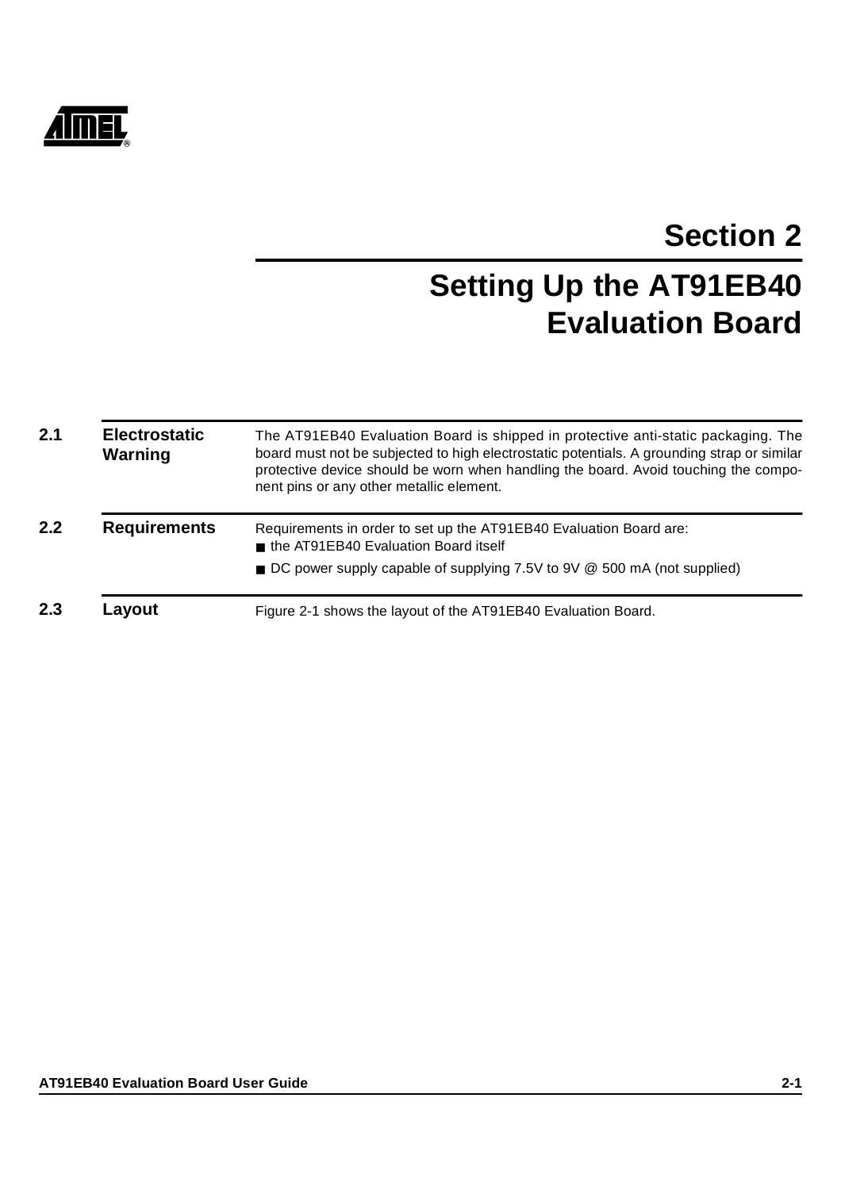# Section 2

# Setting Up the AT91EB40 Evaluation Board

## 2.1 Electrostatic Warning

The AT91EB40 Evaluation Board is shipped in protective anti-static packaging. The board must not be subjected to high electrostatic potentials. A grounding strap or similar protective device should be worn when handling the board. Avoid touching the component pins or any other metallic element.

## 2.2 Requirements

Requirements in order to set up the AT91EB40 Evaluation Board are:

- the AT91EB40 Evaluation Board itself
- DC power supply capable of supplying 7.5V to 9V @ 500 mA (not supplied)

## 2.3 Layout

Figure 2-1 shows the layout of the AT91EB40 Evaluation Board.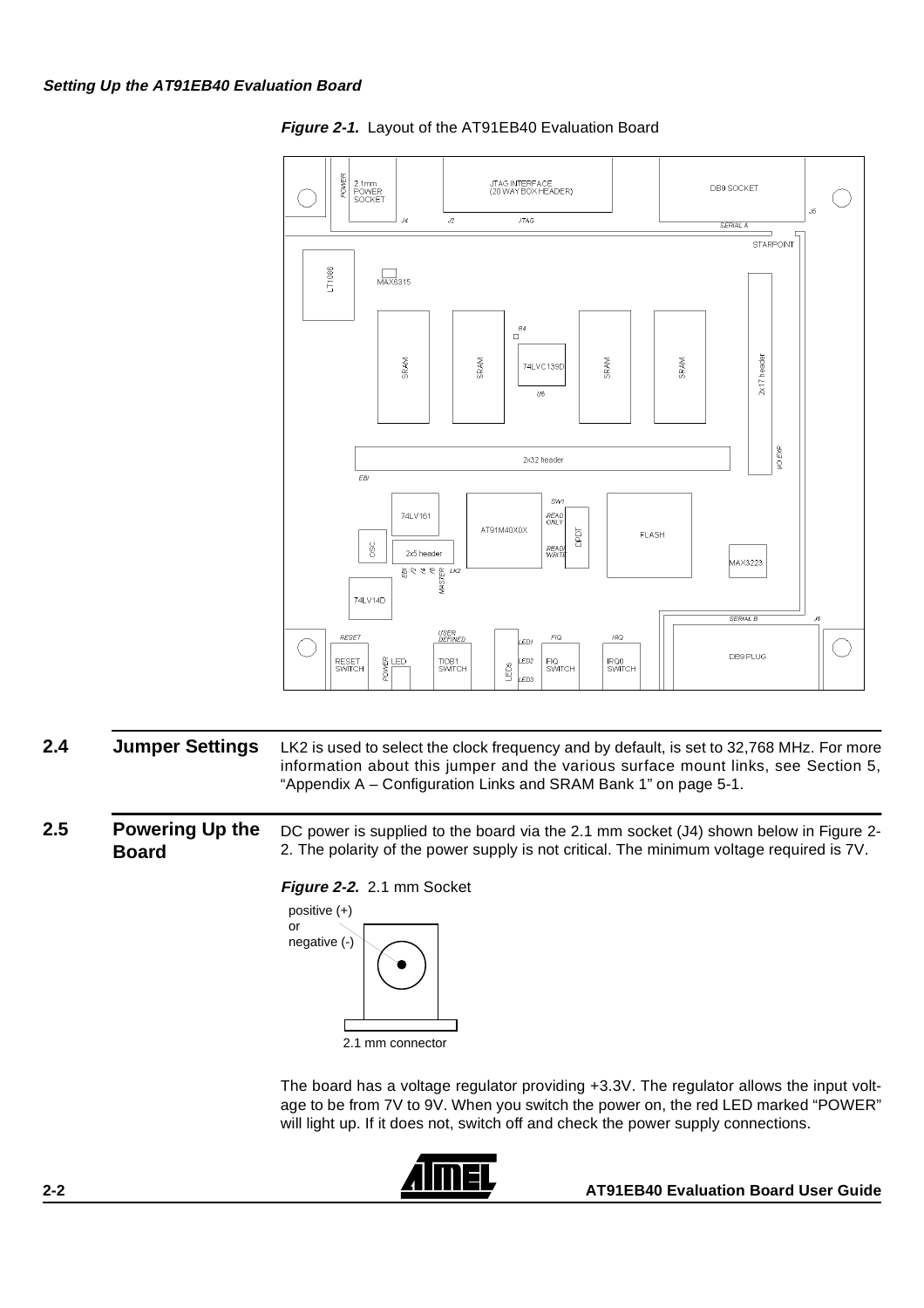**Figure 2-1.** Layout of the AT91EB40 Evaluation Board

## 2.4 Jumper Settings

LK2 is used to select the clock frequency and by default, is set to 32,768 MHz. For more information about this jumper and the various surface mount links, see Section 5, "Appendix A – Configuration Links and SRAM Bank 1" on page 5-1.

## 2.5 Powering Up the Board

DC power is supplied to the board via the 2.1 mm socket (J4) shown below in Figure 2-2. The polarity of the power supply is not critical. The minimum voltage required is 7V.

**Figure 2-2.** 2.1 mm Socket

The board has a voltage regulator providing +3.3V. The regulator allows the input voltage to be from 7V to 9V. When you switch the power on, the red LED marked "POWER" will light up. If it does not, switch off and check the power supply connections.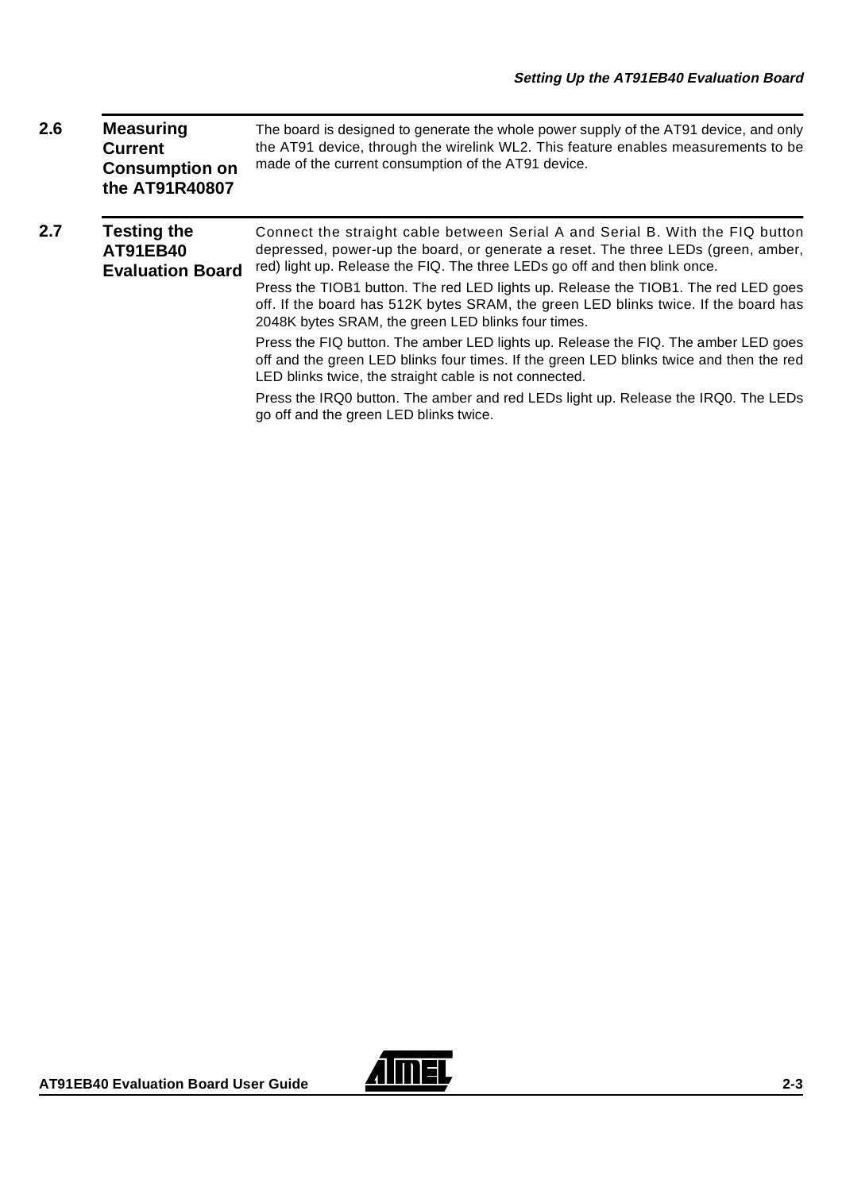## 2.6 Measuring Current Consumption on the AT91R40807

The board is designed to generate the whole power supply of the AT91 device, and only the AT91 device, through the wirelink WL2. This feature enables measurements to be made of the current consumption of the AT91 device.

## 2.7 Testing the AT91EB40 Evaluation Board

Connect the straight cable between Serial A and Serial B. With the FIQ button depressed, power-up the board, or generate a reset. The three LEDs (green, amber, red) light up. Release the FIQ. The three LEDs go off and then blink once.

Press the TIOB1 button. The red LED lights up. Release the TIOB1. The red LED goes off. If the board has 512K bytes SRAM, the green LED blinks twice. If the board has 2048K bytes SRAM, the green LED blinks four times.

Press the FIQ button. The amber LED lights up. Release the FIQ. The amber LED goes off and the green LED blinks four times. If the green LED blinks twice and then the red LED blinks twice, the straight cable is not connected.

Press the IRQ0 button. The amber and red LEDs light up. Release the IRQ0. The LEDs go off and the green LED blinks twice.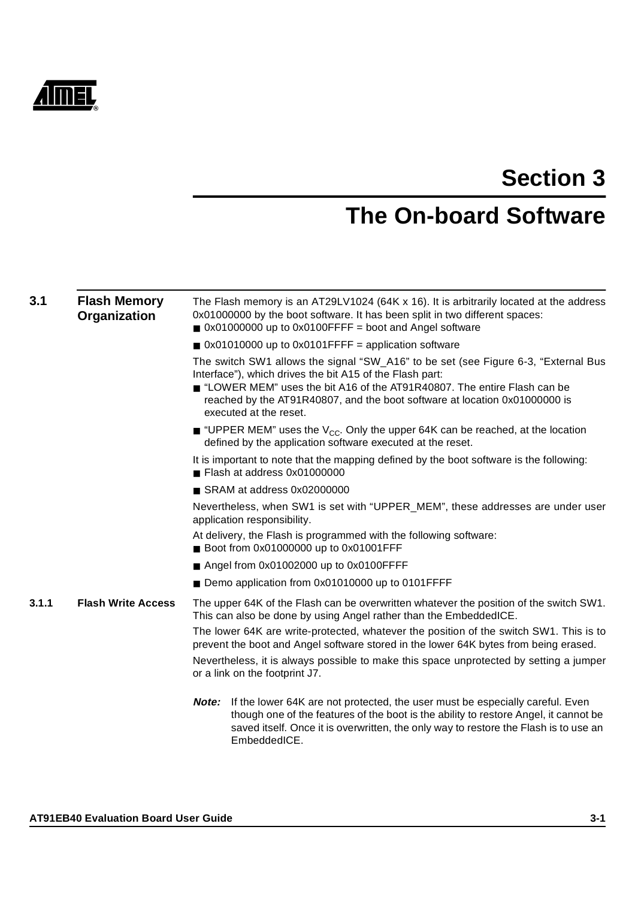# Section 3

# The On-board Software

## 3.1 Flash Memory Organization

The Flash memory is an AT29LV1024 (64K x 16). It is arbitrarily located at the address 0x01000000 by the boot software. It has been split in two different spaces:

- 0x01000000 up to 0x0100FFFF = boot and Angel software
- 0x01010000 up to 0x0101FFFF = application software

The switch SW1 allows the signal “SW_A16” to be set (see Figure 6-3, “External Bus Interface”), which drives the bit A15 of the Flash part:

- “LOWER MEM” uses the bit A16 of the AT91R40807. The entire Flash can be reached by the AT91R40807, and the boot software at location 0x01000000 is executed at the reset.
- “UPPER MEM” uses the $V_{CC}$. Only the upper 64K can be reached, at the location defined by the application software executed at the reset.

It is important to note that the mapping defined by the boot software is the following:

- Flash at address 0x01000000
- SRAM at address 0x02000000

Nevertheless, when SW1 is set with “UPPER_MEM”, these addresses are under user application responsibility.

At delivery, the Flash is programmed with the following software:

- Boot from 0x01000000 up to 0x01001FFF
- Angel from 0x01002000 up to 0x0100FFFF
- Demo application from 0x01010000 up to 0101FFFF

### 3.1.1 Flash Write Access

The upper 64K of the Flash can be overwritten whatever the position of the switch SW1. This can also be done by using Angel rather than the EmbeddedICE.

The lower 64K are write-protected, whatever the position of the switch SW1. This is to prevent the boot and Angel software stored in the lower 64K bytes from being erased.

Nevertheless, it is always possible to make this space unprotected by setting a jumper or a link on the footprint J7.

**Note:** If the lower 64K are not protected, the user must be especially careful. Even though one of the features of the boot is the ability to restore Angel, it cannot be saved itself. Once it is overwritten, the only way to restore the Flash is to use an EmbeddedICE.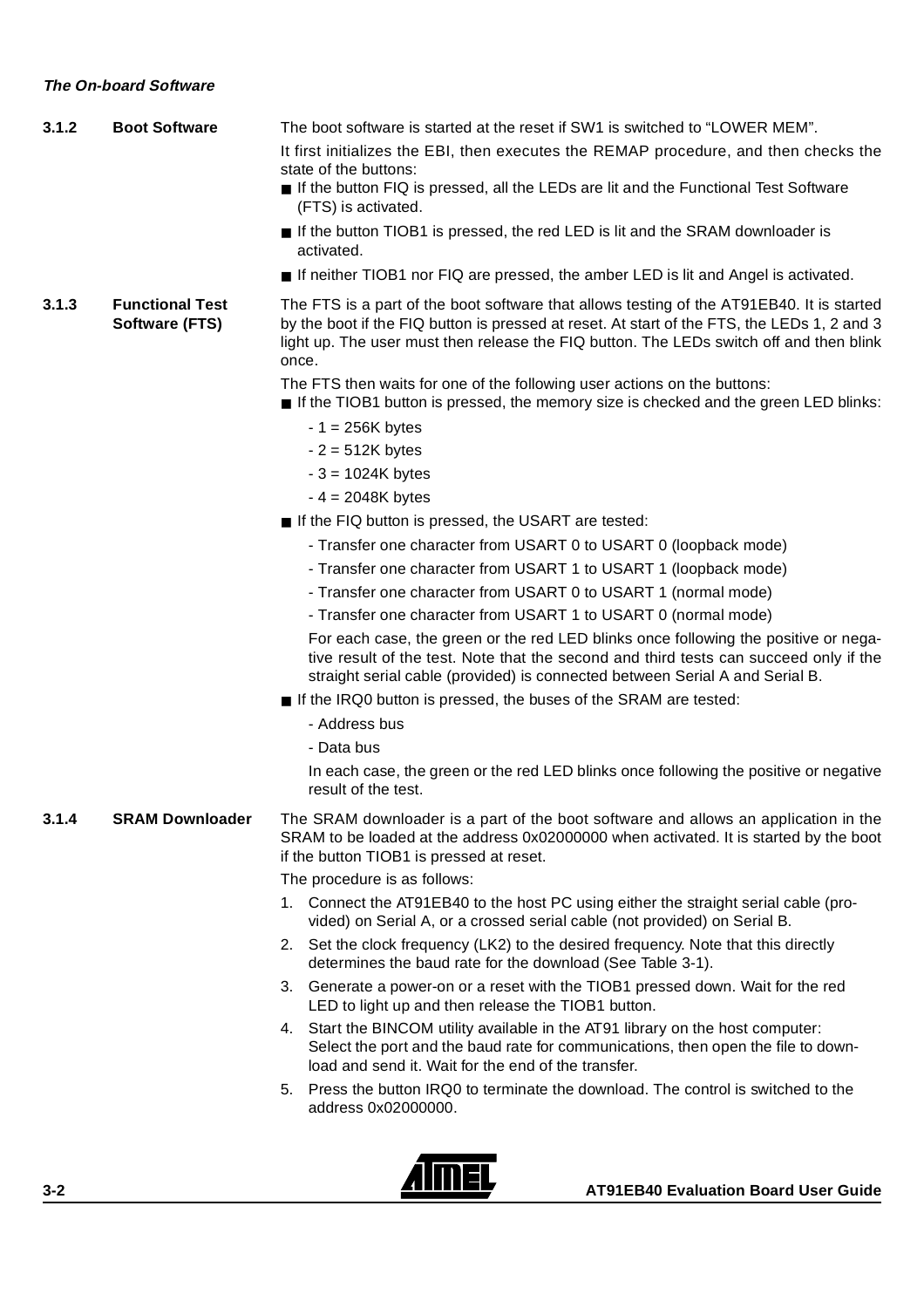### 3.1.2 Boot Software

The boot software is started at the reset if SW1 is switched to “LOWER MEM”.

It first initializes the EBI, then executes the REMAP procedure, and then checks the state of the buttons:

- If the button FIQ is pressed, all the LEDs are lit and the Functional Test Software (FTS) is activated.
- If the button TIOB1 is pressed, the red LED is lit and the SRAM downloader is activated.
- If neither TIOB1 nor FIQ are pressed, the amber LED is lit and Angel is activated.

### 3.1.3 Functional Test Software (FTS)

The FTS is a part of the boot software that allows testing of the AT91EB40. It is started by the boot if the FIQ button is pressed at reset. At start of the FTS, the LEDs 1, 2 and 3 light up. The user must then release the FIQ button. The LEDs switch off and then blink once.

The FTS then waits for one of the following user actions on the buttons:

- If the TIOB1 button is pressed, the memory size is checked and the green LED blinks:
  - 1 = 256K bytes
  - 2 = 512K bytes
  - 3 = 1024K bytes
  - 4 = 2048K bytes
- If the FIQ button is pressed, the USART are tested:
  - Transfer one character from USART 0 to USART 0 (loopback mode)
  - Transfer one character from USART 1 to USART 1 (loopback mode)
  - Transfer one character from USART 0 to USART 1 (normal mode)
  - Transfer one character from USART 1 to USART 0 (normal mode)

  For each case, the green or the red LED blinks once following the positive or negative result of the test. Note that the second and third tests can succeed only if the straight serial cable (provided) is connected between Serial A and Serial B.
- If the IRQ0 button is pressed, the buses of the SRAM are tested:
  - Address bus
  - Data bus

  In each case, the green or the red LED blinks once following the positive or negative result of the test.

### 3.1.4 SRAM Downloader

The SRAM downloader is a part of the boot software and allows an application in the SRAM to be loaded at the address 0x02000000 when activated. It is started by the boot if the button TIOB1 is pressed at reset.

The procedure is as follows:

1. Connect the AT91EB40 to the host PC using either the straight serial cable (provided) on Serial A, or a crossed serial cable (not provided) on Serial B.
2. Set the clock frequency (LK2) to the desired frequency. Note that this directly determines the baud rate for the download (See Table 3-1).
3. Generate a power-on or a reset with the TIOB1 pressed down. Wait for the red LED to light up and then release the TIOB1 button.
4. Start the BINCOM utility available in the AT91 library on the host computer: Select the port and the baud rate for communications, then open the file to download and send it. Wait for the end of the transfer.
5. Press the button IRQ0 to terminate the download. The control is switched to the address 0x02000000.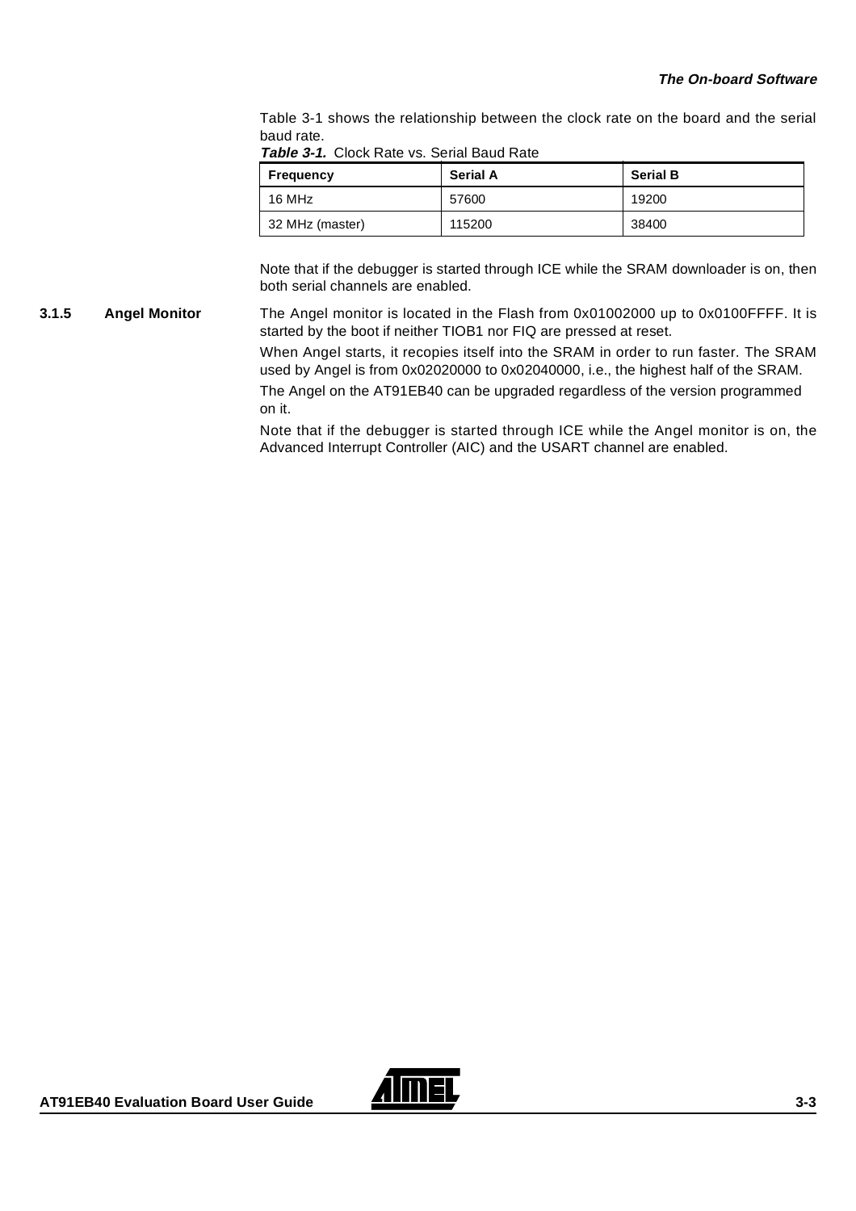Table 3-1 shows the relationship between the clock rate on the board and the serial baud rate.

***Table 3-1.*** Clock Rate vs. Serial Baud Rate

| Frequency | Serial A | Serial B |
| --- | --- | --- |
| 16 MHz | 57600 | 19200 |
| 32 MHz (master) | 115200 | 38400 |

Note that if the debugger is started through ICE while the SRAM downloader is on, then both serial channels are enabled.

### 3.1.5 Angel Monitor

The Angel monitor is located in the Flash from 0x01002000 up to 0x0100FFFF. It is started by the boot if neither TIOB1 nor FIQ are pressed at reset.

When Angel starts, it recopies itself into the SRAM in order to run faster. The SRAM used by Angel is from 0x02020000 to 0x02040000, i.e., the highest half of the SRAM.

The Angel on the AT91EB40 can be upgraded regardless of the version programmed on it.

Note that if the debugger is started through ICE while the Angel monitor is on, the Advanced Interrupt Controller (AIC) and the USART channel are enabled.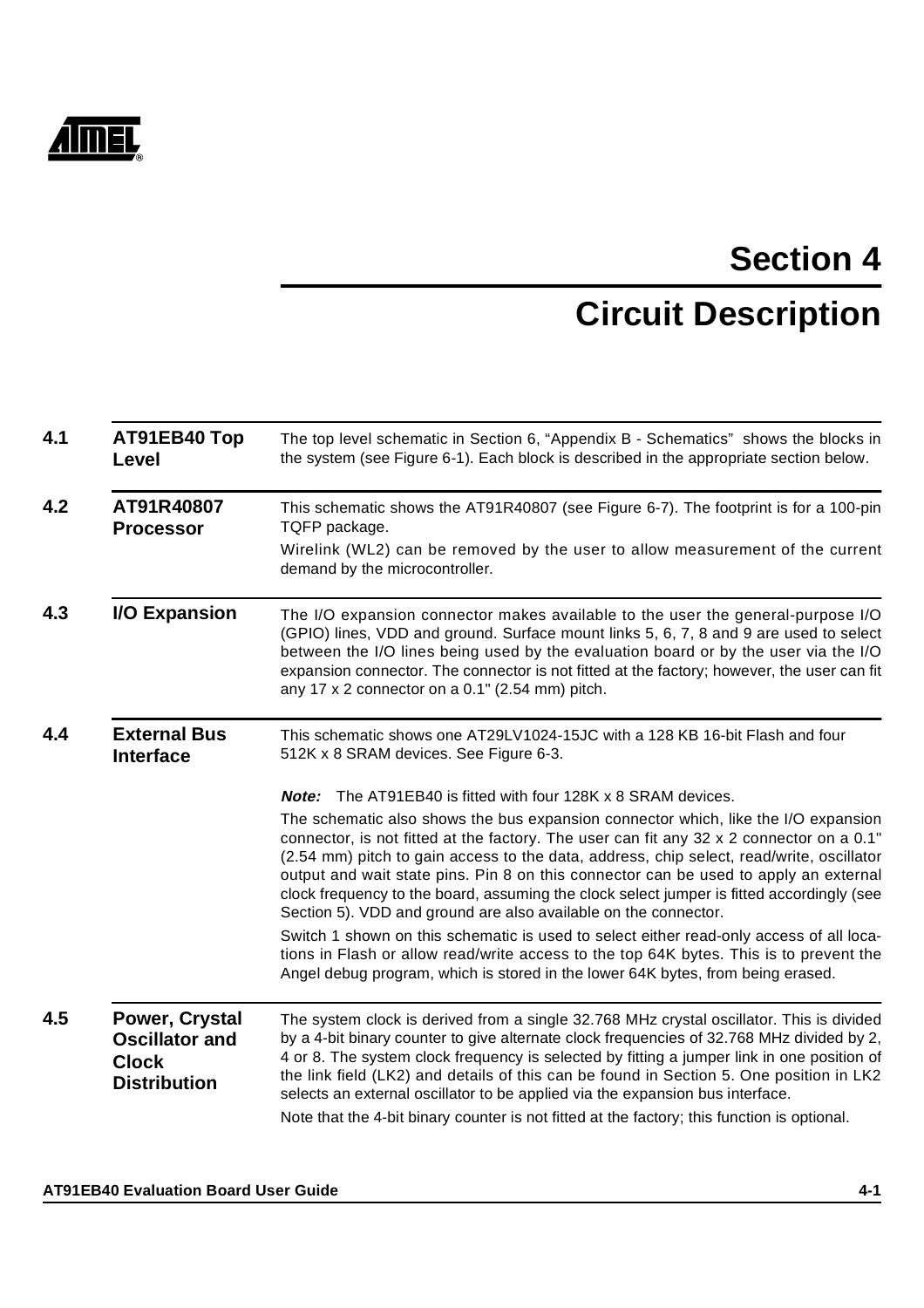# Section 4

# Circuit Description

## 4.1 AT91EB40 Top Level

The top level schematic in Section 6, “Appendix B - Schematics” shows the blocks in the system (see Figure 6-1). Each block is described in the appropriate section below.

## 4.2 AT91R40807 Processor

This schematic shows the AT91R40807 (see Figure 6-7). The footprint is for a 100-pin TQFP package.

Wirelink (WL2) can be removed by the user to allow measurement of the current demand by the microcontroller.

## 4.3 I/O Expansion

The I/O expansion connector makes available to the user the general-purpose I/O (GPIO) lines, VDD and ground. Surface mount links 5, 6, 7, 8 and 9 are used to select between the I/O lines being used by the evaluation board or by the user via the I/O expansion connector. The connector is not fitted at the factory; however, the user can fit any 17 x 2 connector on a 0.1" (2.54 mm) pitch.

## 4.4 External Bus Interface

This schematic shows one AT29LV1024-15JC with a 128 KB 16-bit Flash and four 512K x 8 SRAM devices. See Figure 6-3.

***Note:*** The AT91EB40 is fitted with four 128K x 8 SRAM devices.

The schematic also shows the bus expansion connector which, like the I/O expansion connector, is not fitted at the factory. The user can fit any 32 x 2 connector on a 0.1" (2.54 mm) pitch to gain access to the data, address, chip select, read/write, oscillator output and wait state pins. Pin 8 on this connector can be used to apply an external clock frequency to the board, assuming the clock select jumper is fitted accordingly (see Section 5). VDD and ground are also available on the connector.

Switch 1 shown on this schematic is used to select either read-only access of all locations in Flash or allow read/write access to the top 64K bytes. This is to prevent the Angel debug program, which is stored in the lower 64K bytes, from being erased.

## 4.5 Power, Crystal Oscillator and Clock Distribution

The system clock is derived from a single 32.768 MHz crystal oscillator. This is divided by a 4-bit binary counter to give alternate clock frequencies of 32.768 MHz divided by 2, 4 or 8. The system clock frequency is selected by fitting a jumper link in one position of the link field (LK2) and details of this can be found in Section 5. One position in LK2 selects an external oscillator to be applied via the expansion bus interface.

Note that the 4-bit binary counter is not fitted at the factory; this function is optional.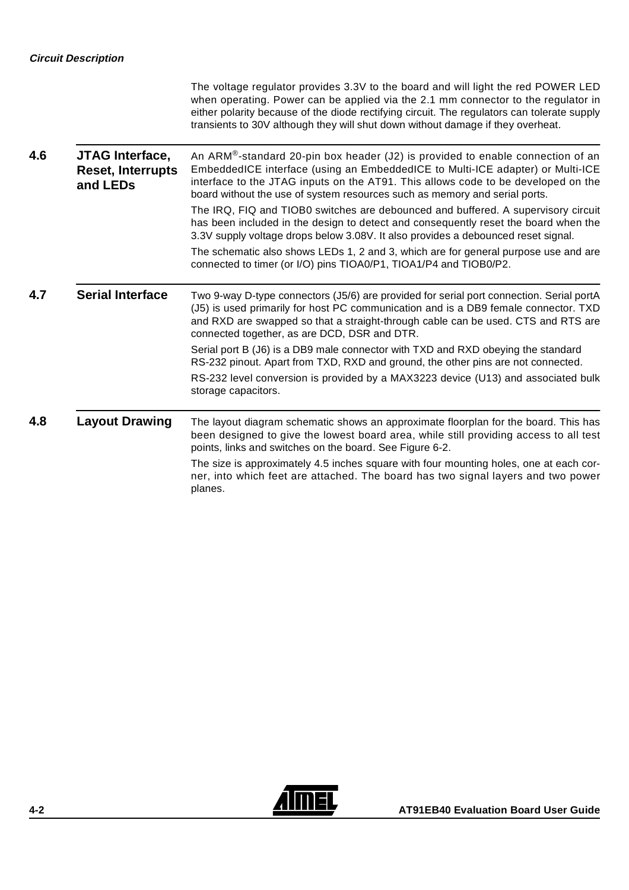The voltage regulator provides 3.3V to the board and will light the red POWER LED when operating. Power can be applied via the 2.1 mm connector to the regulator in either polarity because of the diode rectifying circuit. The regulators can tolerate supply transients to 30V although they will shut down without damage if they overheat.

## 4.6 JTAG Interface, Reset, Interrupts and LEDs

An ARM®-standard 20-pin box header (J2) is provided to enable connection of an EmbeddedICE interface (using an EmbeddedICE to Multi-ICE adapter) or Multi-ICE interface to the JTAG inputs on the AT91. This allows code to be developed on the board without the use of system resources such as memory and serial ports.

The IRQ, FIQ and TIOB0 switches are debounced and buffered. A supervisory circuit has been included in the design to detect and consequently reset the board when the 3.3V supply voltage drops below 3.08V. It also provides a debounced reset signal.

The schematic also shows LEDs 1, 2 and 3, which are for general purpose use and are connected to timer (or I/O) pins TIOA0/P1, TIOA1/P4 and TIOB0/P2.

## 4.7 Serial Interface

Two 9-way D-type connectors (J5/6) are provided for serial port connection. Serial portA (J5) is used primarily for host PC communication and is a DB9 female connector. TXD and RXD are swapped so that a straight-through cable can be used. CTS and RTS are connected together, as are DCD, DSR and DTR.

Serial port B (J6) is a DB9 male connector with TXD and RXD obeying the standard RS-232 pinout. Apart from TXD, RXD and ground, the other pins are not connected.

RS-232 level conversion is provided by a MAX3223 device (U13) and associated bulk storage capacitors.

## 4.8 Layout Drawing

The layout diagram schematic shows an approximate floorplan for the board. This has been designed to give the lowest board area, while still providing access to all test points, links and switches on the board. See Figure 6-2.

The size is approximately 4.5 inches square with four mounting holes, one at each corner, into which feet are attached. The board has two signal layers and two power planes.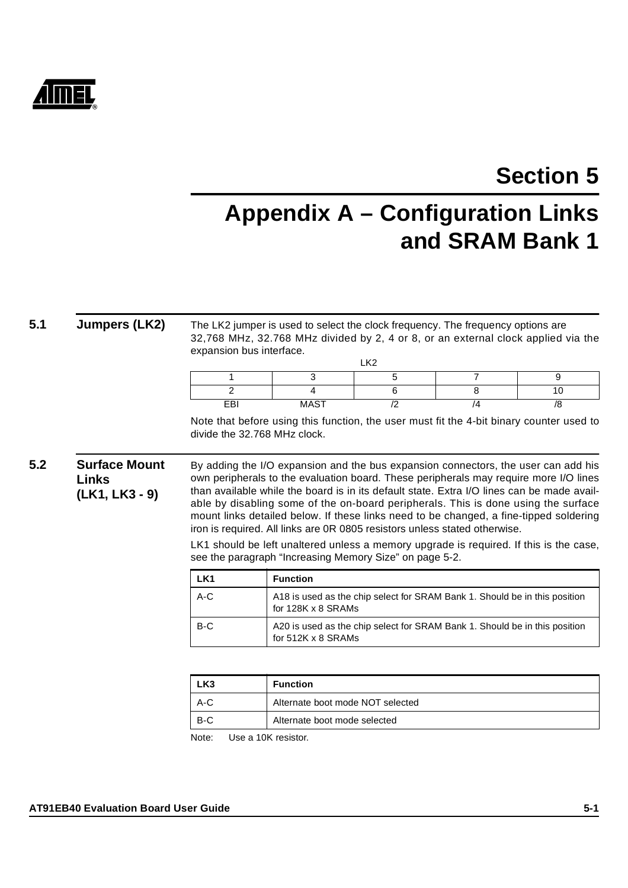# Section 5

# Appendix A – Configuration Links and SRAM Bank 1

## 5.1 Jumpers (LK2)

The LK2 jumper is used to select the clock frequency. The frequency options are 32,768 MHz, 32.768 MHz divided by 2, 4 or 8, or an external clock applied via the expansion bus interface.

LK2

| 1 | 3 | 5 | 7 | 9 |
|---|---|---|---|---|
| 2 | 4 | 6 | 8 | 10 |
| EBI | MAST | /2 | /4 | /8 |

Note that before using this function, the user must fit the 4-bit binary counter used to divide the 32.768 MHz clock.

## 5.2 Surface Mount Links (LK1, LK3 - 9)

By adding the I/O expansion and the bus expansion connectors, the user can add his own peripherals to the evaluation board. These peripherals may require more I/O lines than available while the board is in its default state. Extra I/O lines can be made available by disabling some of the on-board peripherals. This is done using the surface mount links detailed below. If these links need to be changed, a fine-tipped soldering iron is required. All links are 0R 0805 resistors unless stated otherwise.

LK1 should be left unaltered unless a memory upgrade is required. If this is the case, see the paragraph “Increasing Memory Size” on page 5-2.

| LK1 | Function |
|---|---|
| A-C | A18 is used as the chip select for SRAM Bank 1. Should be in this position for 128K x 8 SRAMs |
| B-C | A20 is used as the chip select for SRAM Bank 1. Should be in this position for 512K x 8 SRAMs |

| LK3 | Function |
|---|---|
| A-C | Alternate boot mode NOT selected |
| B-C | Alternate boot mode selected |

Note: Use a 10K resistor.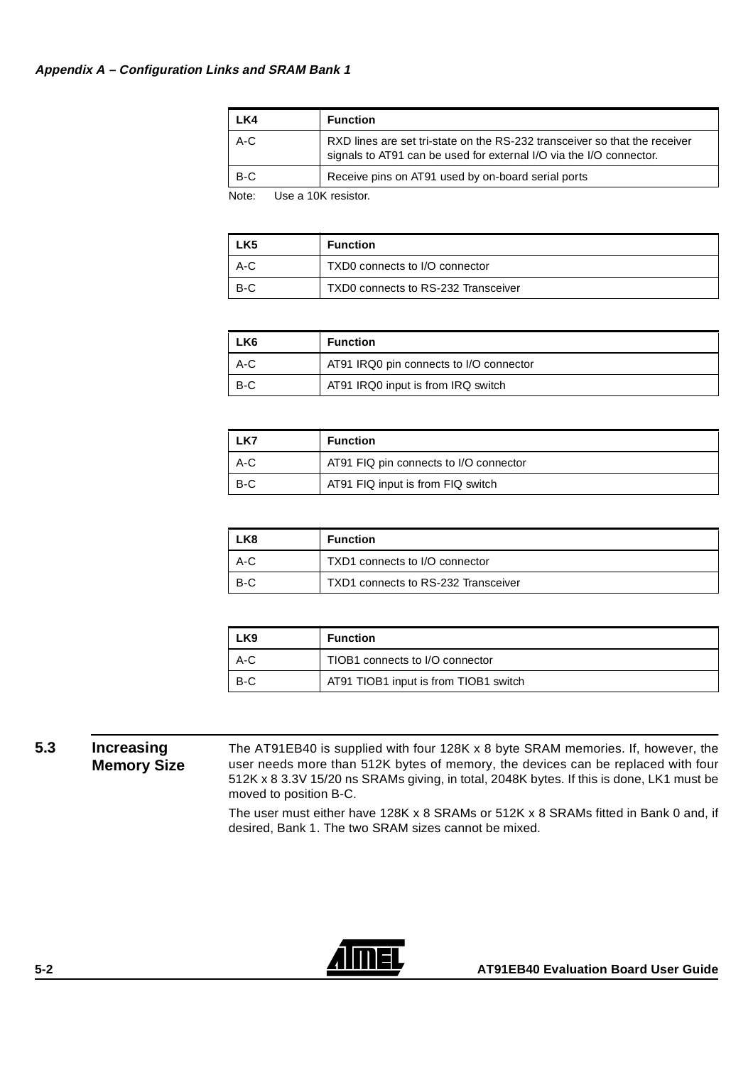| LK4 | Function |
|---|---|
| A-C | RXD lines are set tri-state on the RS-232 transceiver so that the receiver signals to AT91 can be used for external I/O via the I/O connector. |
| B-C | Receive pins on AT91 used by on-board serial ports |

Note: Use a 10K resistor.

| LK5 | Function |
|---|---|
| A-C | TXD0 connects to I/O connector |
| B-C | TXD0 connects to RS-232 Transceiver |

| LK6 | Function |
|---|---|
| A-C | AT91 IRQ0 pin connects to I/O connector |
| B-C | AT91 IRQ0 input is from IRQ switch |

| LK7 | Function |
|---|---|
| A-C | AT91 FIQ pin connects to I/O connector |
| B-C | AT91 FIQ input is from FIQ switch |

| LK8 | Function |
|---|---|
| A-C | TXD1 connects to I/O connector |
| B-C | TXD1 connects to RS-232 Transceiver |

| LK9 | Function |
|---|---|
| A-C | TIOB1 connects to I/O connector |
| B-C | AT91 TIOB1 input is from TIOB1 switch |

## 5.3 Increasing Memory Size

The AT91EB40 is supplied with four 128K x 8 byte SRAM memories. If, however, the user needs more than 512K bytes of memory, the devices can be replaced with four 512K x 8 3.3V 15/20 ns SRAMs giving, in total, 2048K bytes. If this is done, LK1 must be moved to position B-C.

The user must either have 128K x 8 SRAMs or 512K x 8 SRAMs fitted in Bank 0 and, if desired, Bank 1. The two SRAM sizes cannot be mixed.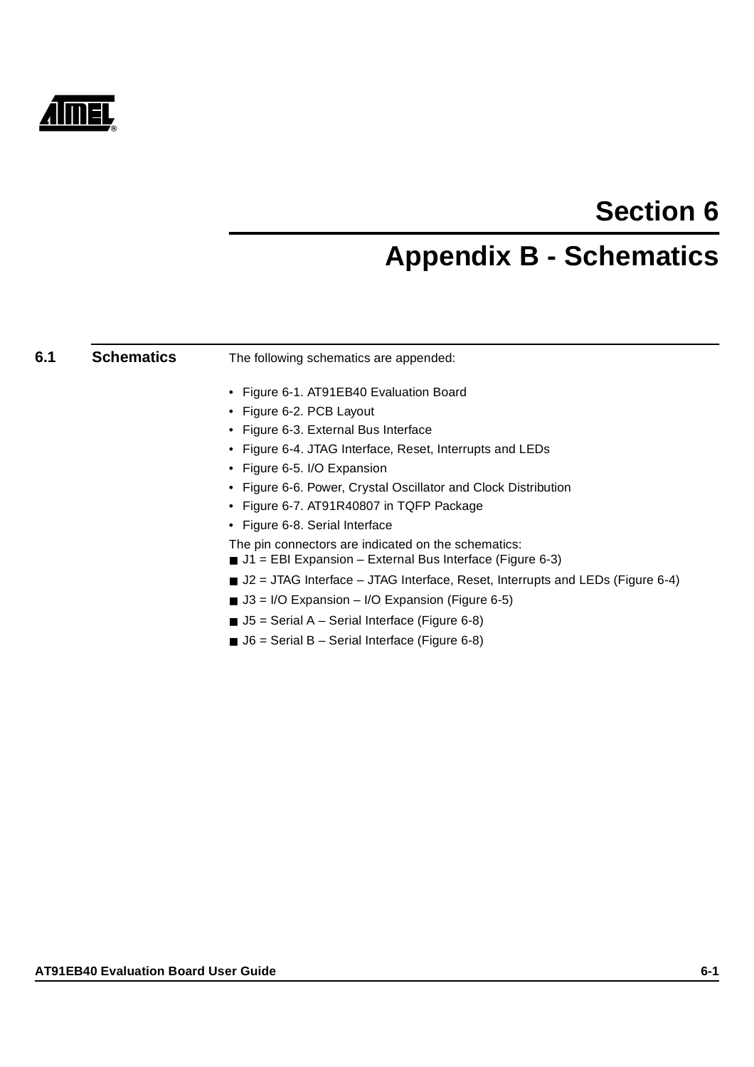# Section 6

# Appendix B - Schematics

## 6.1 Schematics

The following schematics are appended:

- Figure 6-1. AT91EB40 Evaluation Board
- Figure 6-2. PCB Layout
- Figure 6-3. External Bus Interface
- Figure 6-4. JTAG Interface, Reset, Interrupts and LEDs
- Figure 6-5. I/O Expansion
- Figure 6-6. Power, Crystal Oscillator and Clock Distribution
- Figure 6-7. AT91R40807 in TQFP Package
- Figure 6-8. Serial Interface

The pin connectors are indicated on the schematics:

- J1 = EBI Expansion – External Bus Interface (Figure 6-3)
- J2 = JTAG Interface – JTAG Interface, Reset, Interrupts and LEDs (Figure 6-4)
- J3 = I/O Expansion – I/O Expansion (Figure 6-5)
- J5 = Serial A – Serial Interface (Figure 6-8)
- J6 = Serial B – Serial Interface (Figure 6-8)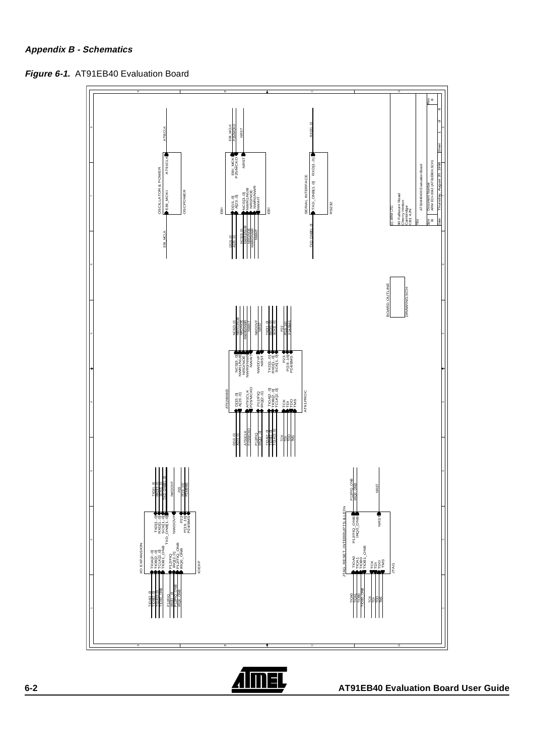***Appendix B - Schematics***

***Figure 6-1.*** AT91EB40 Evaluation Board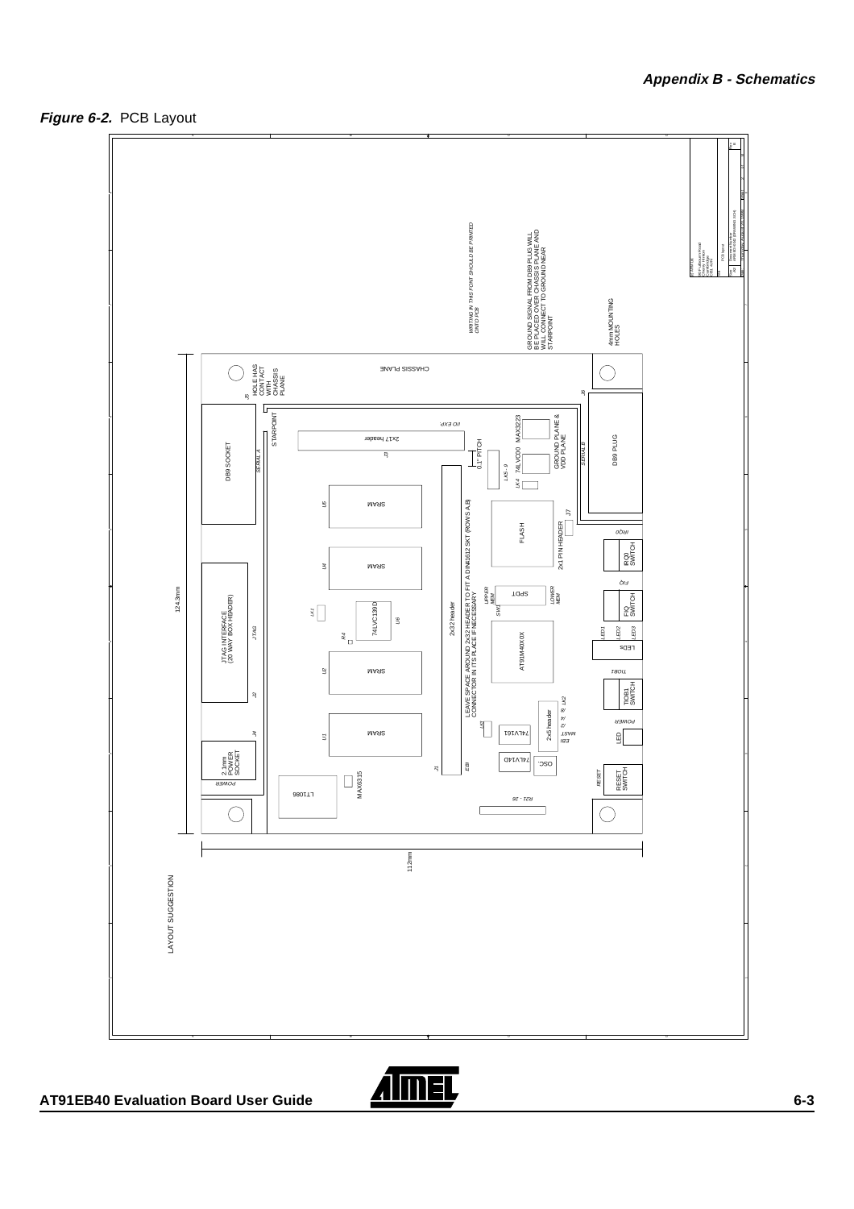**Figure 6-2.** PCB Layout

WRITING IN THIS FONT SHOULD BE PRINTED ONTO PCB

GROUND SIGNAL FROM D89 PLUG WILL BE PLACED OVER CHASSIS PLANE AND WILL CONNECT TO GROUND NEAR STARPOINT

4mm MOUNTING HOLES

CHASSIS PLANE

J5 HOLE HAS CONTACT WITH CHASSIS PLANE

STARPOINT

D89 SOCKET

SERIAL A

I/O EXP.

2x17 header

J3

0.1" PITCH

LK5 - 9

LK4 74LVC00 MAX3223

GROUND PLANE & VDD PLANE

SERIAL B

J6

D89 PLUG

U5 SRAM

FLASH

J7

2x1 PIN HEADER

IRQ0

IRQ0 SWITCH

JTAG INTERFACE (20 WAY BOX HEADER)

JTAG

U4 SRAM

LK1

74LVC139D

U6

R4

2x32 header

LEAVE SPACE AROUND 2x32 HEADER TO FIT A DIN41612 SKT (ROWS A,B) CONNECTOR IN ITS PLACE IF NECESSARY

UPPER MEM

SPDT

SW1

LOWER MEM

FIQ

FIQ SWITCH

LED1 LED2 LED3

LEDs

AT91M40X0X

124.3mm

J2 U2 SRAM

TIOB1

TIOB1 SWITCH

J4 U1 SRAM

LK3

74LV161

2x5 header

LK2

MAST EBI

POWER

LED

2.1mm POWER SOCKET

POWER

J1 EBI

74LV14D

OSC.

RESET

RESET SWITCH

LT1086

MAX6315

R21 - 26

112mm

LAYOUT SUGGESTION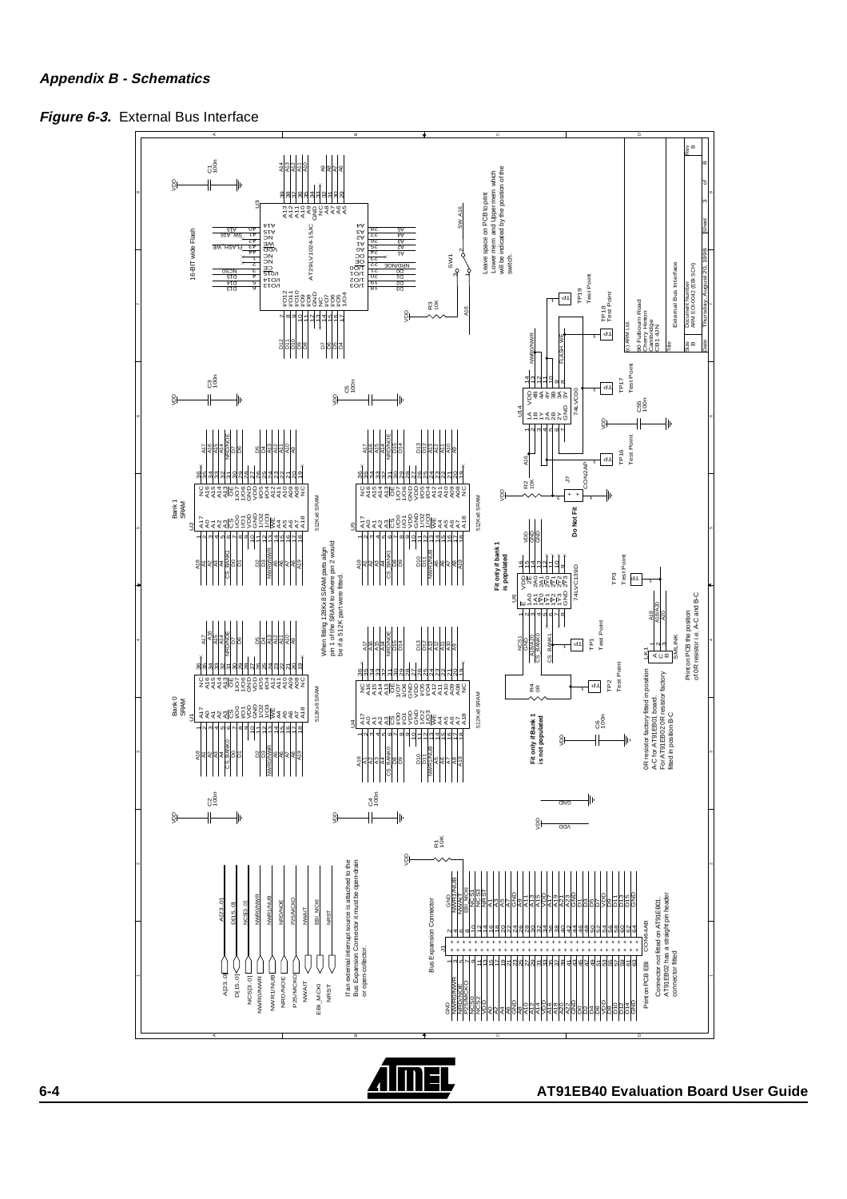***Appendix B - Schematics***

***Figure 6-3.*** External Bus Interface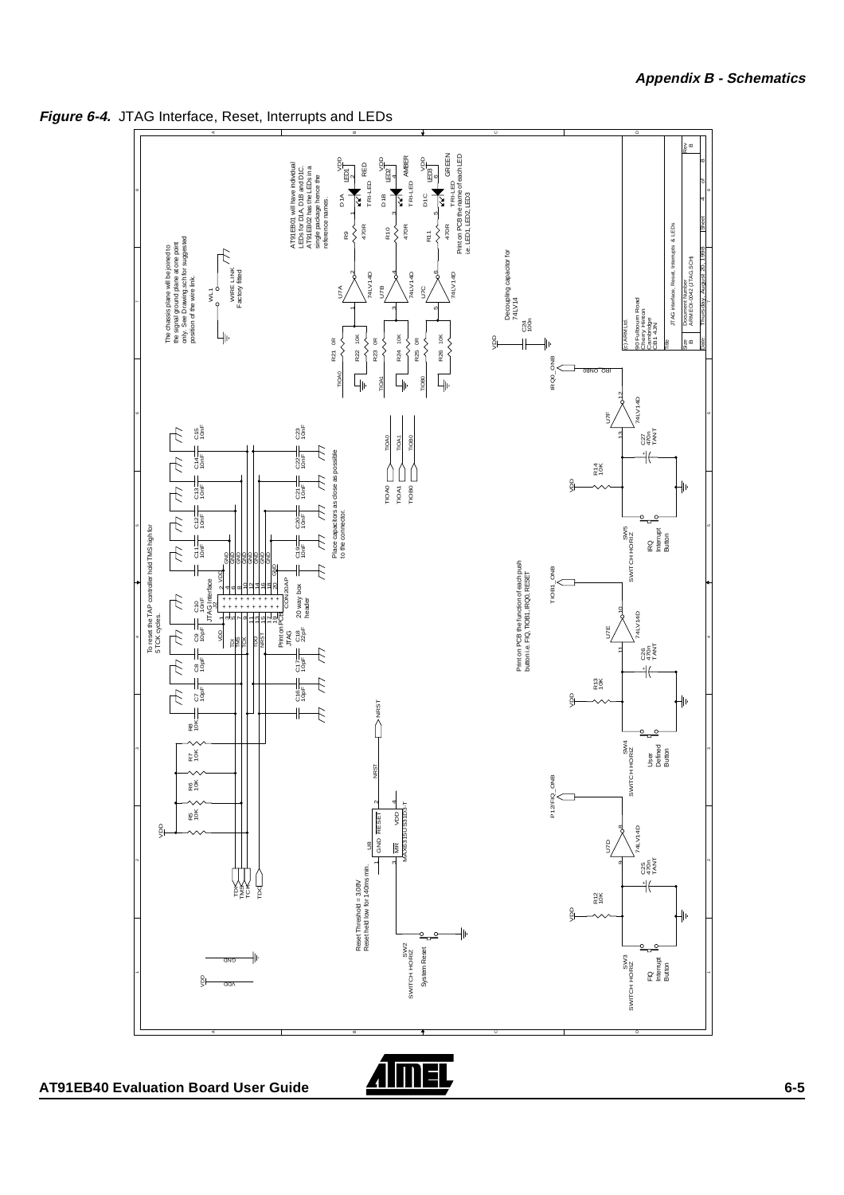***Figure 6-4.*** JTAG Interface, Reset, Interrupts and LEDs

The chassis plane will be joined to the signal ground plane at one point only. See Drawing.sch for suggested position of the wire link.

WL1 WIRE LINK Factory fitted

AT91EB01 will have individual LEDs for D1A, D1B and D1C. AT91EB02 has the LEDs in a single package hence the reference names.

Print on PCB the name of each LED i.e. LED1, LED2, LED3

Decoupling capacitor for 74LV14

To reset the TAP controller hold TMS high for 5 TCK cycles.

Place capacitors as close as possible to the connector.

Print on PCB JTAG

20 way box header

Print on PCB the function of each push button i.e. FIQ, TIOB1, IRQ0, RESET

Reset Threshold = 3.08V
Reset held low for 140ms min.

SW2 SWITCH HORIZ System Reset

SW3 SWITCH HORIZ FIQ Interrupt Button

SW4 SWITCH HORIZ User Defined Button

SW5 SWITCH HORIZ IRQ Interrupt Button

(c) ARM Ltd.
90 Fulbourn Road
Cherry Hinton
Cambridge
CB1 4JN

Title: JTAG Interface, Reset, Interrupts & LEDs
Size: B
Document Number: ARM-EOI-0042 (JTAG.SCH)
Rev: B
Date: Thursday, August 20, 1998
Sheet 4 of 8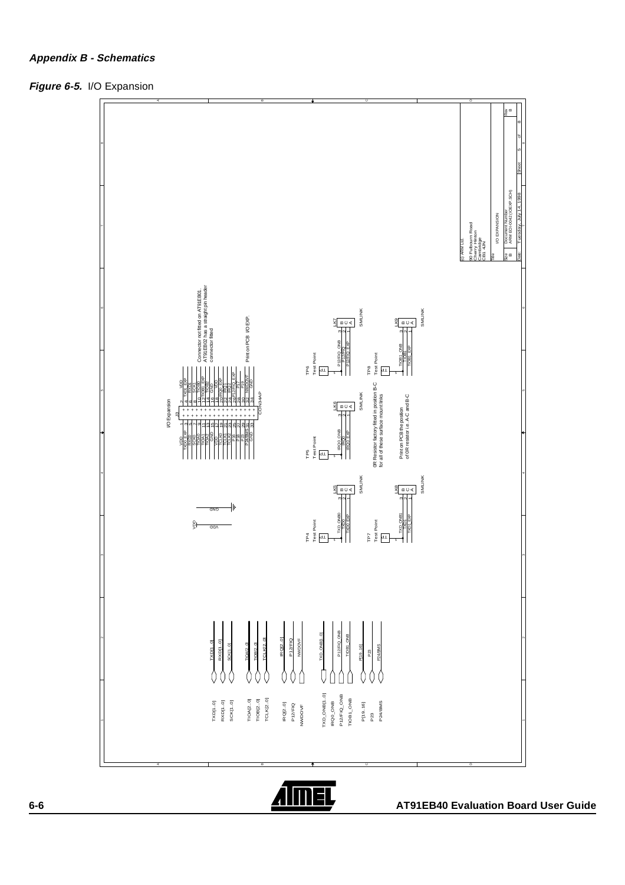***Appendix B - Schematics***

***Figure 6-5.*** I/O Expansion

Connector not fitted on AT91EB01.
AT91EB02 has a straight pin header
connector fitted

Print on PCB I/O EXP.

0R Resistor factory fitted in position B-C
for all of these surface mount links

Print on PCB the position
of 0R resistor i.e. A-C and B-C

(c) ARM Ltd.
90 Fulbourn Road
Cherry Hinton
Cambridge
CB1 4JN

Title: I/O EXPANSION

Size: B
Document Number: ARM EO 0042 (IOEXP.SCH)
Rev: B
Date: Tuesday, July 14, 1998
Sheet 5 of 8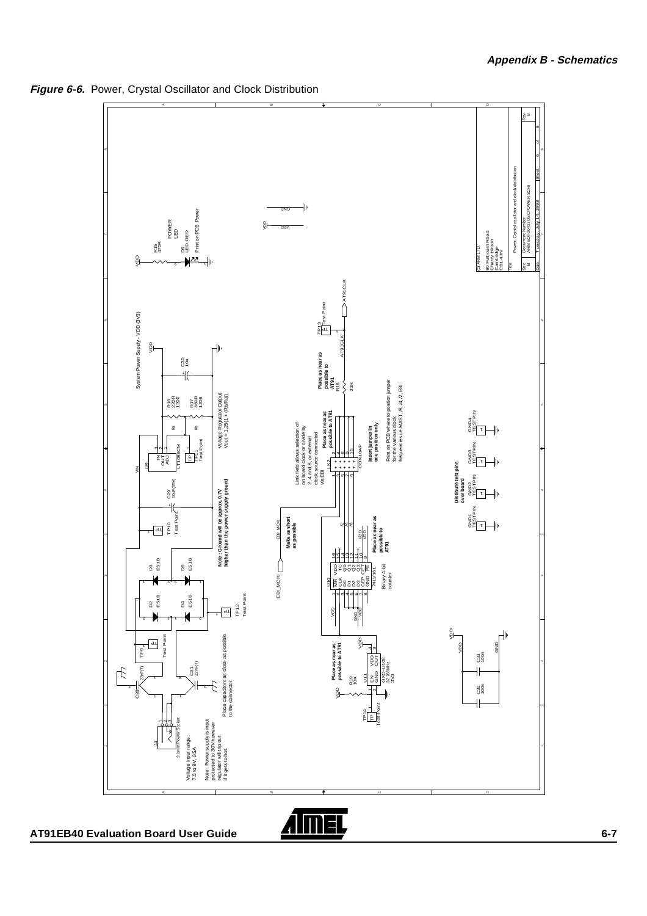***Figure 6-6.*** Power, Crystal Oscillator and Clock Distribution

System Power Supply - VDD (3V3)

Voltage Regulator Output
Vout = 1.25(1+ (Rb/Ra))

**Note : Ground will be approx. 0.7V higher than the power supply ground**

Place capacitors as close as possible to the connector.

Voltage input range:
7.5 to 9V, 0.5A

Note : Power supply is input protected to 30V however regulator will trip out if it gets to hot.

2.1mm Power Socket

POWER LED

Print on PCB Power

Link field allows selection of on board clock or divide by 2, 4 and 8, or external clock source connected via EBI

**Place as near as possible to AT91**

**Insert jumper in one position only**

Print on PCB where to position jumper for the various clock frequencies i.e MAST, /8, /4, /2, EBI

**Make as short as possible**

Binary 4-bit counter

**Distribute test pins over board**

(c) ARM LTD
90 Fulbourn Road
Cherry Hinton
Cambridge
CB1 4JN

| Title | Power, Crystal oscillator and clock distribution | | |
|---|---|---|---|
| Size B | Document Number ARM-EB-0042 (OSC/POWER.SCH) | | Rev B |
| Date: Tuesday, July 14, 1998 | Sheet 6 of 8 | | |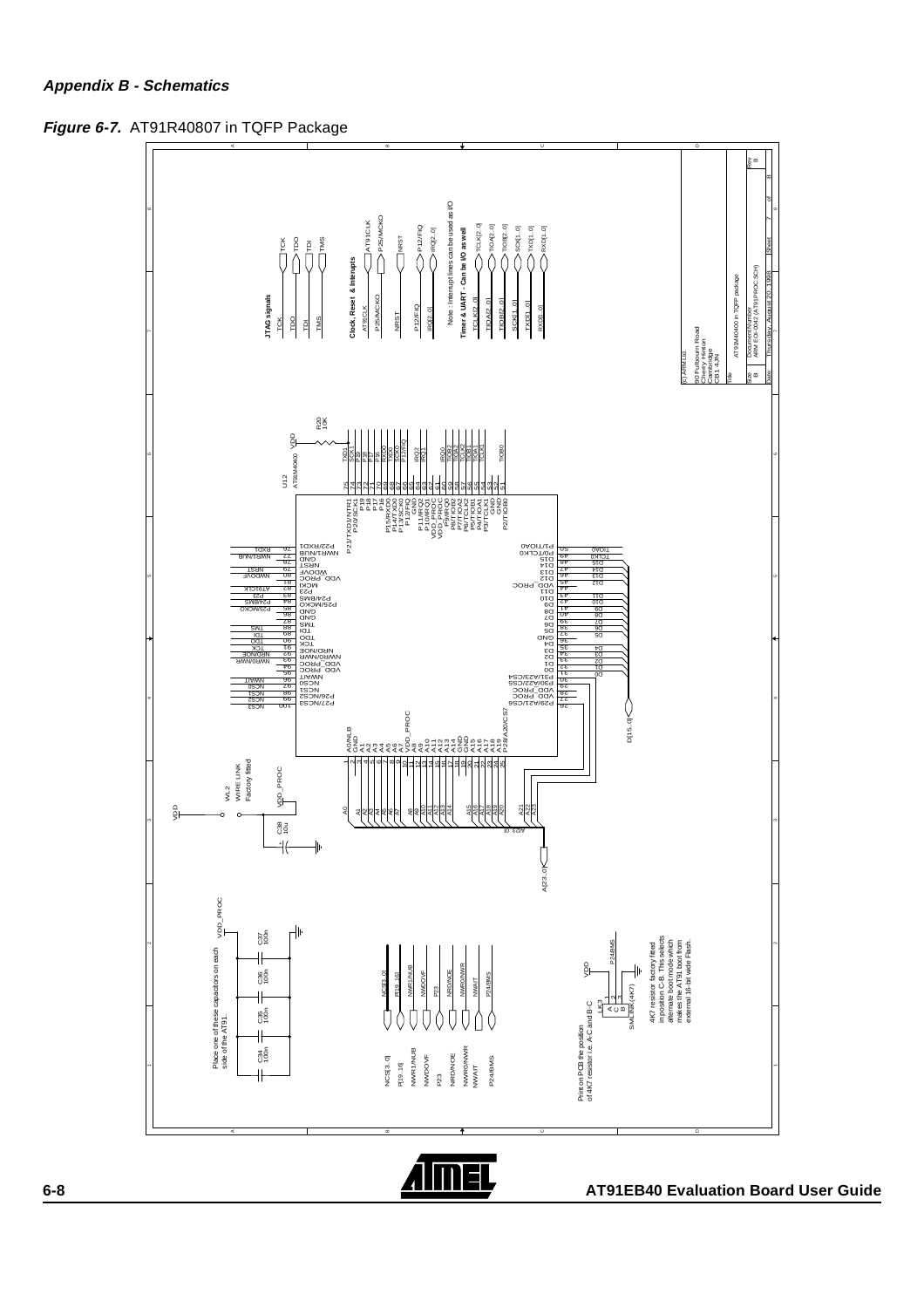## *Appendix B - Schematics*

***Figure 6-7.*** AT91R40807 in TQFP Package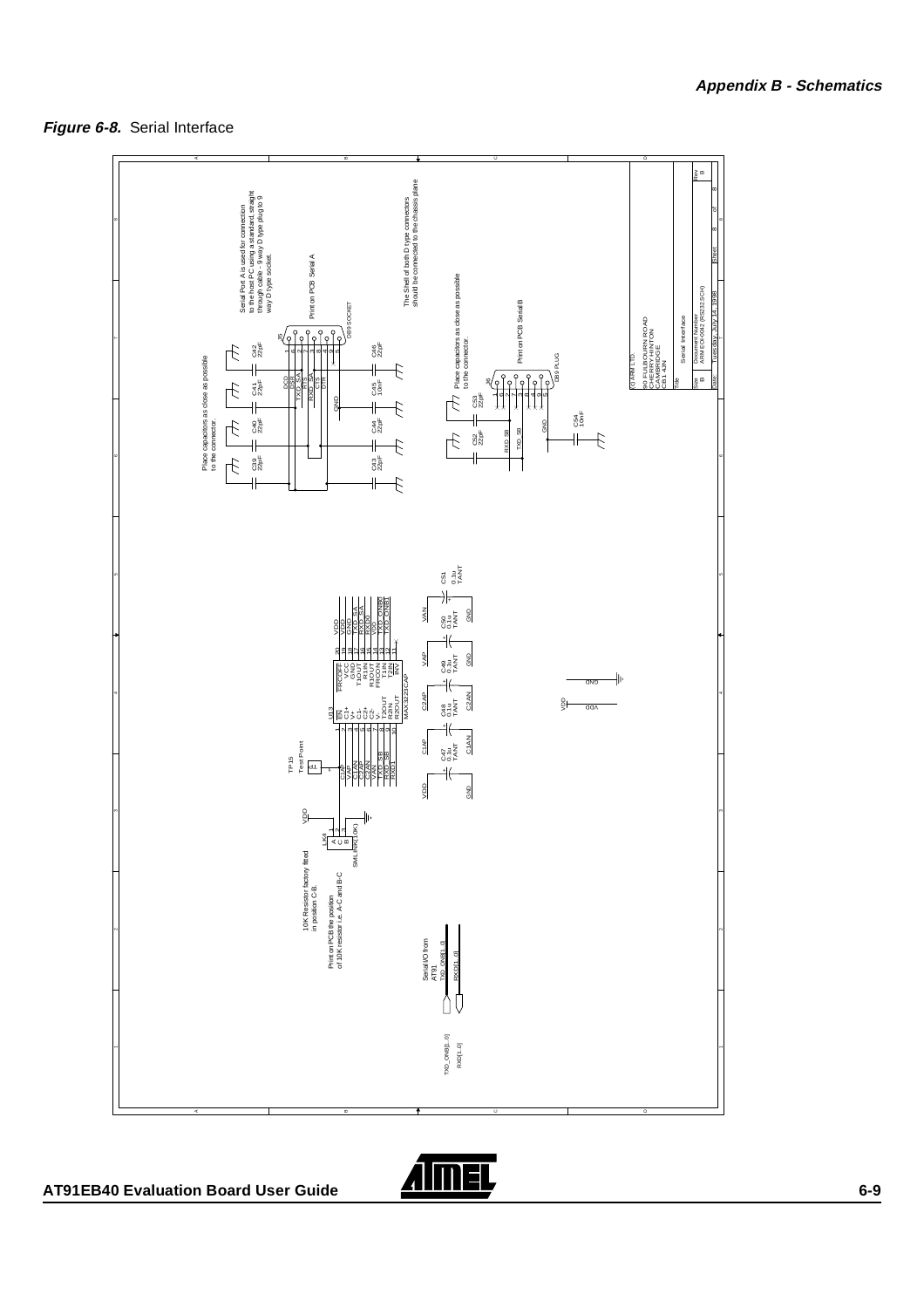***Figure 6-8.*** Serial Interface

Serial Port A is used for connection to the host PC using a standard, straight through cable - 9 way D type plug to 9 way D type socket.

Print on PCB Serial A

The Shell of both D type connectors should be connected to the chassis plane

Place capacitors as close as possible to the connector.

Place capacitors as close as possible to the connector.

Print on PCB Serial B

10K Resistor factory fitted in position C-B.

Print on PCB the position of 10K resistor i.e. A-C and B-C

Serial I/O from AT91

(c) ARM LTD.
90 FULBOURN ROAD
CHERRY HINTON
CAMBRIDGE
CB1 4JN

| Title | Serial Interface | | |
|---|---|---|---|
| Size | Document Number | | Rev |
| B | ARM EOI-0042 (RS232.SCH) | | B |
| Date: | Tuesday, July 14, 1998 | Sheet 8 of 8 | |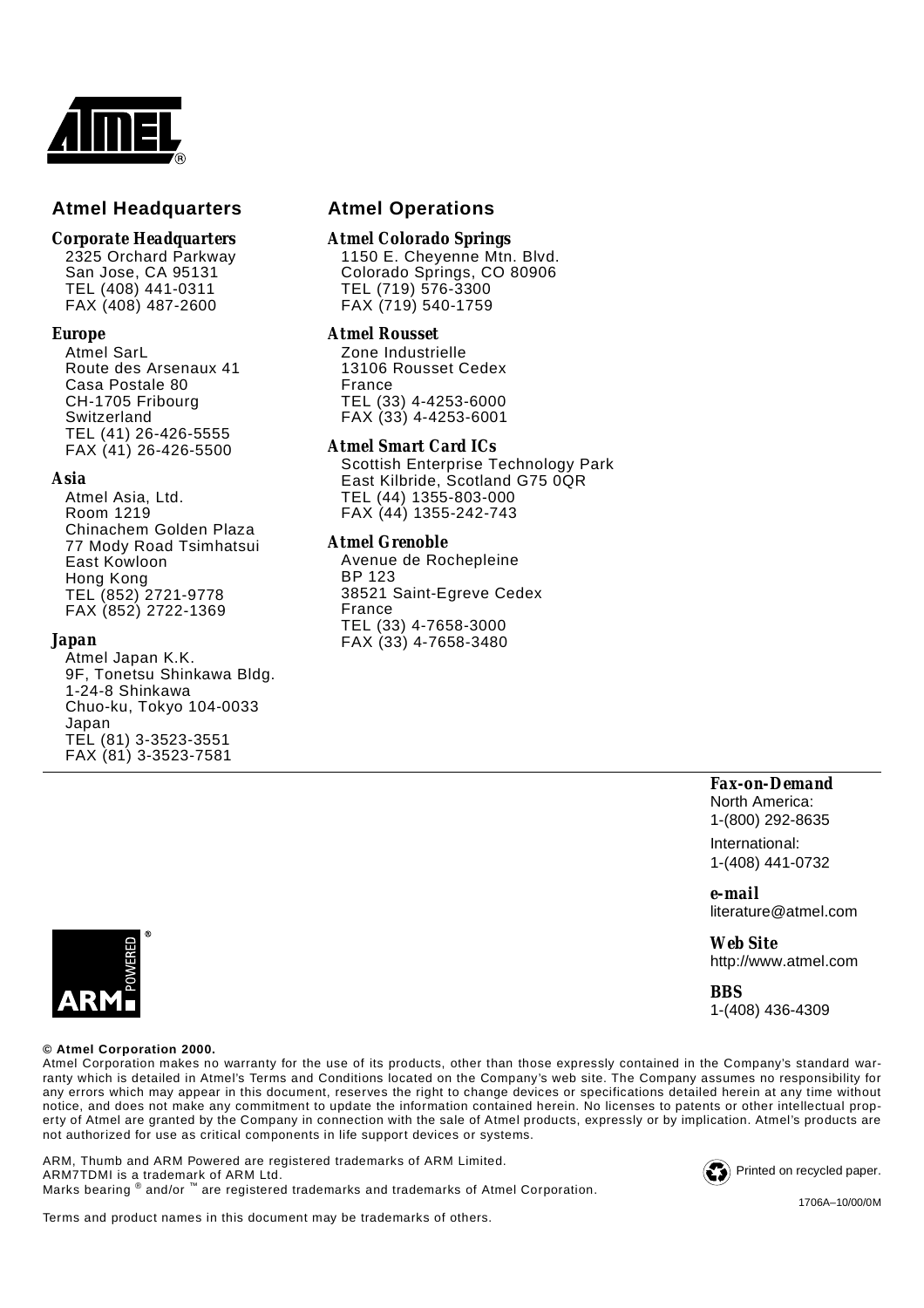## Atmel Headquarters

***Corporate Headquarters***
2325 Orchard Parkway
San Jose, CA 95131
TEL (408) 441-0311
FAX (408) 487-2600

***Europe***
Atmel SarL
Route des Arsenaux 41
Casa Postale 80
CH-1705 Fribourg
Switzerland
TEL (41) 26-426-5555
FAX (41) 26-426-5500

***Asia***
Atmel Asia, Ltd.
Room 1219
Chinachem Golden Plaza
77 Mody Road Tsimhatsui
East Kowloon
Hong Kong
TEL (852) 2721-9778
FAX (852) 2722-1369

***Japan***
Atmel Japan K.K.
9F, Tonetsu Shinkawa Bldg.
1-24-8 Shinkawa
Chuo-ku, Tokyo 104-0033
Japan
TEL (81) 3-3523-3551
FAX (81) 3-3523-7581

## Atmel Operations

***Atmel Colorado Springs***
1150 E. Cheyenne Mtn. Blvd.
Colorado Springs, CO 80906
TEL (719) 576-3300
FAX (719) 540-1759

***Atmel Rousset***
Zone Industrielle
13106 Rousset Cedex
France
TEL (33) 4-4253-6000
FAX (33) 4-4253-6001

***Atmel Smart Card ICs***
Scottish Enterprise Technology Park
East Kilbride, Scotland G75 0QR
TEL (44) 1355-803-000
FAX (44) 1355-242-743

***Atmel Grenoble***
Avenue de Rochepleine
BP 123
38521 Saint-Egreve Cedex
France
TEL (33) 4-7658-3000
FAX (33) 4-7658-3480

***Fax-on-Demand***
North America:
1-(800) 292-8635

International:
1-(408) 441-0732

***e-mail***
literature@atmel.com

***Web Site***
http://www.atmel.com

***BBS***
1-(408) 436-4309

**© Atmel Corporation 2000.**
Atmel Corporation makes no warranty for the use of its products, other than those expressly contained in the Company's standard warranty which is detailed in Atmel's Terms and Conditions located on the Company's web site. The Company assumes no responsibility for any errors which may appear in this document, reserves the right to change devices or specifications detailed herein at any time without notice, and does not make any commitment to update the information contained herein. No licenses to patents or other intellectual property of Atmel are granted by the Company in connection with the sale of Atmel products, expressly or by implication. Atmel's products are not authorized for use as critical components in life support devices or systems.

ARM, Thumb and ARM Powered are registered trademarks of ARM Limited.
ARM7TDMI is a trademark of ARM Ltd.
Marks bearing ® and/or ™ are registered trademarks and trademarks of Atmel Corporation.

Terms and product names in this document may be trademarks of others.

Printed on recycled paper.

1706A–10/00/0M